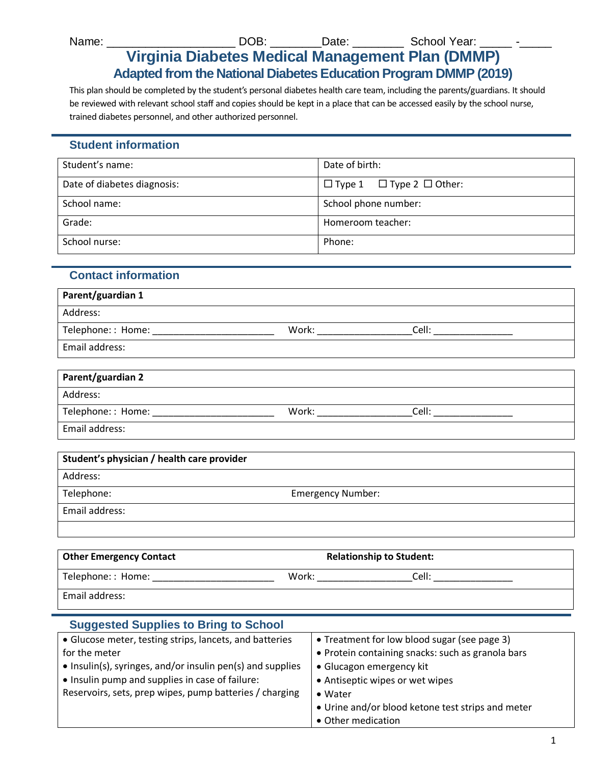Name: ___________________ DOB: ________Date: ________ School Year: _____ -_____

# Virginia Diabetes Medical Management Plan (DMMP)

## Adapted from the National Diabetes Education Program DMMP (2019)

This plan should be completed by the student's personal diabetes health care team, including the parents/guardians. It should be reviewed with relevant school staff and copies should be kept in a place that can be accessed easily by the school nurse, trained diabetes personnel, and other authorized personnel.

## Student information

| Student's name: | Date of birth: |
|---|---|
| Date of diabetes diagnosis: | ☐ Type 1 ☐ Type 2 ☐ Other: |
| School name: | School phone number: |
| Grade: | Homeroom teacher: |
| School nurse: | Phone: |

## Contact information

| **Parent/guardian 1** |
|---|
| Address: |
| Telephone: : Home: ______________________ Work: _________________Cell: _______________ |
| Email address: |

| **Parent/guardian 2** |
|---|
| Address: |
| Telephone: : Home: ______________________ Work: _________________Cell: _______________ |
| Email address: |

| **Student's physician / health care provider** | |
|---|---|
| Address: | |
| Telephone: | Emergency Number: |
| Email address: | |
| | |

| **Other Emergency Contact** | **Relationship to Student:** |
|---|---|
| Telephone: : Home: ______________________ Work: _________________Cell: _______________ | |
| Email address: | |

## Suggested Supplies to Bring to School

| | |
|---|---|
| • Glucose meter, testing strips, lancets, and batteries for the meter<br>• Insulin(s), syringes, and/or insulin pen(s) and supplies<br>• Insulin pump and supplies in case of failure: Reservoirs, sets, prep wipes, pump batteries / charging | • Treatment for low blood sugar (see page 3)<br>• Protein containing snacks: such as granola bars<br>• Glucagon emergency kit<br>• Antiseptic wipes or wet wipes<br>• Water<br>• Urine and/or blood ketone test strips and meter<br>• Other medication |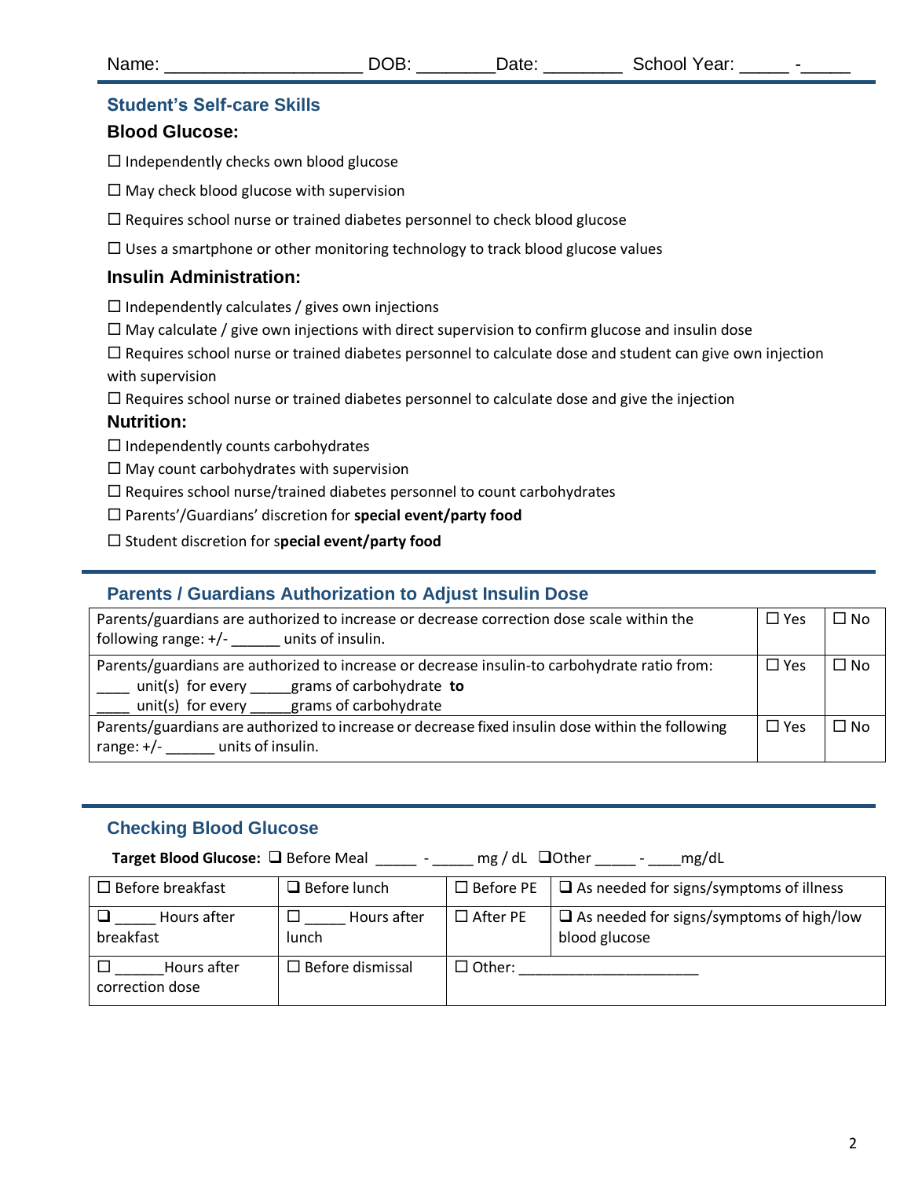Name: ____________________ DOB: ________Date: ________ School Year: _____ -_____

## Student's Self-care Skills

### Blood Glucose:

☐ Independently checks own blood glucose

☐ May check blood glucose with supervision

☐ Requires school nurse or trained diabetes personnel to check blood glucose

☐ Uses a smartphone or other monitoring technology to track blood glucose values

### Insulin Administration:

☐ Independently calculates / gives own injections

☐ May calculate / give own injections with direct supervision to confirm glucose and insulin dose

☐ Requires school nurse or trained diabetes personnel to calculate dose and student can give own injection with supervision

☐ Requires school nurse or trained diabetes personnel to calculate dose and give the injection

### Nutrition:

☐ Independently counts carbohydrates

☐ May count carbohydrates with supervision

☐ Requires school nurse/trained diabetes personnel to count carbohydrates

☐ Parents'/Guardians' discretion for **special event/party food**

☐ Student discretion for s**pecial event/party food**

## Parents / Guardians Authorization to Adjust Insulin Dose

| | | |
|---|---|---|
| Parents/guardians are authorized to increase or decrease correction dose scale within the following range: +/- ______ units of insulin. | ☐ Yes | ☐ No |
| Parents/guardians are authorized to increase or decrease insulin-to carbohydrate ratio from: ____ unit(s) for every _____grams of carbohydrate **to** ____ unit(s) for every _____grams of carbohydrate | ☐ Yes | ☐ No |
| Parents/guardians are authorized to increase or decrease fixed insulin dose within the following range: +/- ______ units of insulin. | ☐ Yes | ☐ No |

## Checking Blood Glucose

**Target Blood Glucose:** ☐ Before Meal _____ - _____ mg / dL ☐Other _____ - ____mg/dL

| | | | |
|---|---|---|---|
| ☐ Before breakfast | ☐ Before lunch | ☐ Before PE | ☐ As needed for signs/symptoms of illness |
| ☐ _____ Hours after breakfast | ☐ _____ Hours after lunch | ☐ After PE | ☐ As needed for signs/symptoms of high/low blood glucose |
| ☐ ______Hours after correction dose | ☐ Before dismissal | ☐ Other: ______________________ | |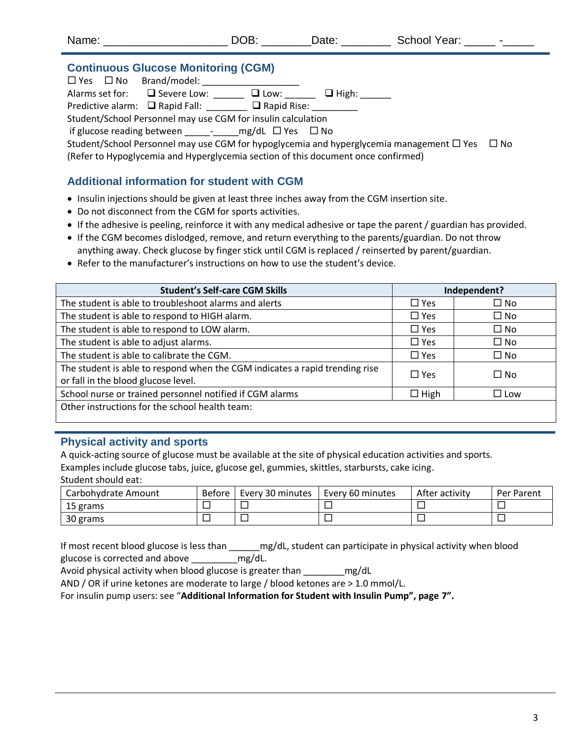Name: ___________________ DOB: ________Date: ________ School Year: _____ -_____

## Continuous Glucose Monitoring (CGM)

☐ Yes ☐ No Brand/model: __________________

Alarms set for: ❑ Severe Low: ______ ❑ Low: ______ ❑ High: ______

Predictive alarm: ❑ Rapid Fall: ________ ❑ Rapid Rise: _________

Student/School Personnel may use CGM for insulin calculation if glucose reading between _____-_____mg/dL ☐ Yes ☐ No

Student/School Personnel may use CGM for hypoglycemia and hyperglycemia management ☐ Yes ☐ No (Refer to Hypoglycemia and Hyperglycemia section of this document once confirmed)

## Additional information for student with CGM

- Insulin injections should be given at least three inches away from the CGM insertion site.
- Do not disconnect from the CGM for sports activities.
- If the adhesive is peeling, reinforce it with any medical adhesive or tape the parent / guardian has provided.
- If the CGM becomes dislodged, remove, and return everything to the parents/guardian. Do not throw anything away. Check glucose by finger stick until CGM is replaced / reinserted by parent/guardian.
- Refer to the manufacturer's instructions on how to use the student's device.

| Student's Self-care CGM Skills | Independent? | |
|---|---|---|
| The student is able to troubleshoot alarms and alerts | ☐ Yes | ☐ No |
| The student is able to respond to HIGH alarm. | ☐ Yes | ☐ No |
| The student is able to respond to LOW alarm. | ☐ Yes | ☐ No |
| The student is able to adjust alarms. | ☐ Yes | ☐ No |
| The student is able to calibrate the CGM. | ☐ Yes | ☐ No |
| The student is able to respond when the CGM indicates a rapid trending rise or fall in the blood glucose level. | ☐ Yes | ☐ No |
| School nurse or trained personnel notified if CGM alarms | ☐ High | ☐ Low |
| Other instructions for the school health team: | | |

## Physical activity and sports

A quick-acting source of glucose must be available at the site of physical education activities and sports. Examples include glucose tabs, juice, glucose gel, gummies, skittles, starbursts, cake icing.

Student should eat:

| Carbohydrate Amount | Before | Every 30 minutes | Every 60 minutes | After activity | Per Parent |
|---|---|---|---|---|---|
| 15 grams | ☐ | ☐ | ☐ | ☐ | ☐ |
| 30 grams | ☐ | ☐ | ☐ | ☐ | ☐ |

If most recent blood glucose is less than ______mg/dL, student can participate in physical activity when blood glucose is corrected and above _________mg/dL.

Avoid physical activity when blood glucose is greater than ________mg/dL

AND / OR if urine ketones are moderate to large / blood ketones are > 1.0 mmol/L.

For insulin pump users: see "**Additional Information for Student with Insulin Pump", page 7".**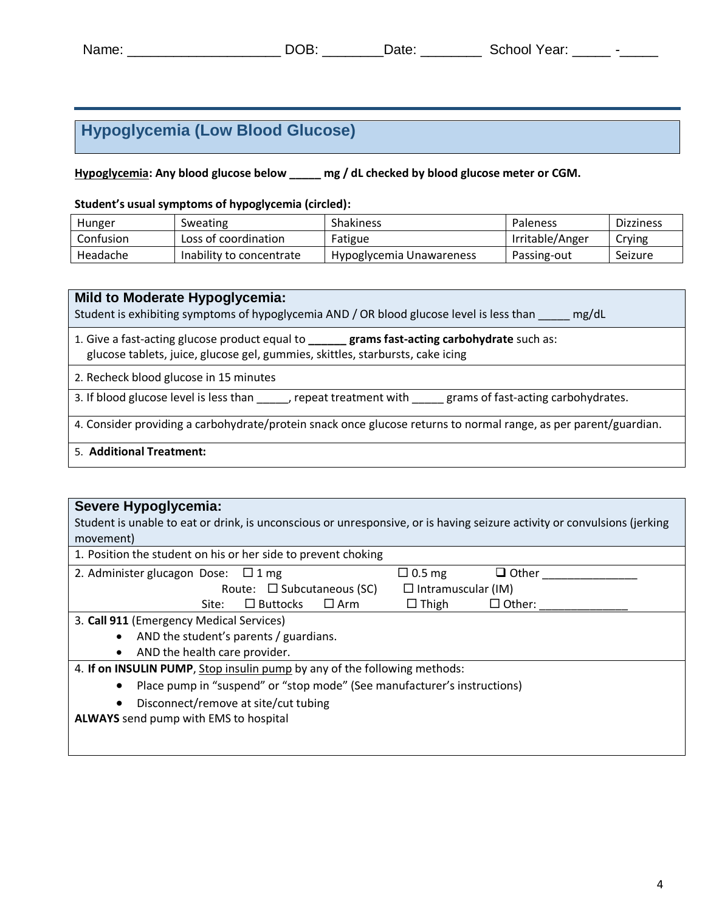Name: ____________________ DOB: ________Date: ________ School Year: _____ -_____

## Hypoglycemia (Low Blood Glucose)

**<u>Hypoglycemia</u>: Any blood glucose below _____ mg / dL checked by blood glucose meter or CGM.**

**Student's usual symptoms of hypoglycemia (circled):**

| Hunger | Sweating | Shakiness | Paleness | Dizziness |
|---|---|---|---|---|
| Confusion | Loss of coordination | Fatigue | Irritable/Anger | Crying |
| Headache | Inability to concentrate | Hypoglycemia Unawareness | Passing-out | Seizure |

### Mild to Moderate Hypoglycemia:

Student is exhibiting symptoms of hypoglycemia AND / OR blood glucose level is less than _____ mg/dL

1. Give a fast-acting glucose product equal to **______ grams fast-acting carbohydrate** such as: glucose tablets, juice, glucose gel, gummies, skittles, starbursts, cake icing
2. Recheck blood glucose in 15 minutes
3. If blood glucose level is less than _____, repeat treatment with _____ grams of fast-acting carbohydrates.
4. Consider providing a carbohydrate/protein snack once glucose returns to normal range, as per parent/guardian.
5. **Additional Treatment:**

### Severe Hypoglycemia:

Student is unable to eat or drink, is unconscious or unresponsive, or is having seizure activity or convulsions (jerking movement)

1. Position the student on his or her side to prevent choking
2. Administer glucagon Dose: ☐ 1 mg ☐ 0.5 mg ☐ Other _______________
   Route: ☐ Subcutaneous (SC) ☐ Intramuscular (IM)
   Site: ☐ Buttocks ☐ Arm ☐ Thigh ☐ Other: ______________
3. **Call 911** (Emergency Medical Services)
   - AND the student's parents / guardians.
   - AND the health care provider.
4. **If on INSULIN PUMP**, <u>Stop insulin pump</u> by any of the following methods:
   - Place pump in "suspend" or "stop mode" (See manufacturer's instructions)
   - Disconnect/remove at site/cut tubing

**ALWAYS** send pump with EMS to hospital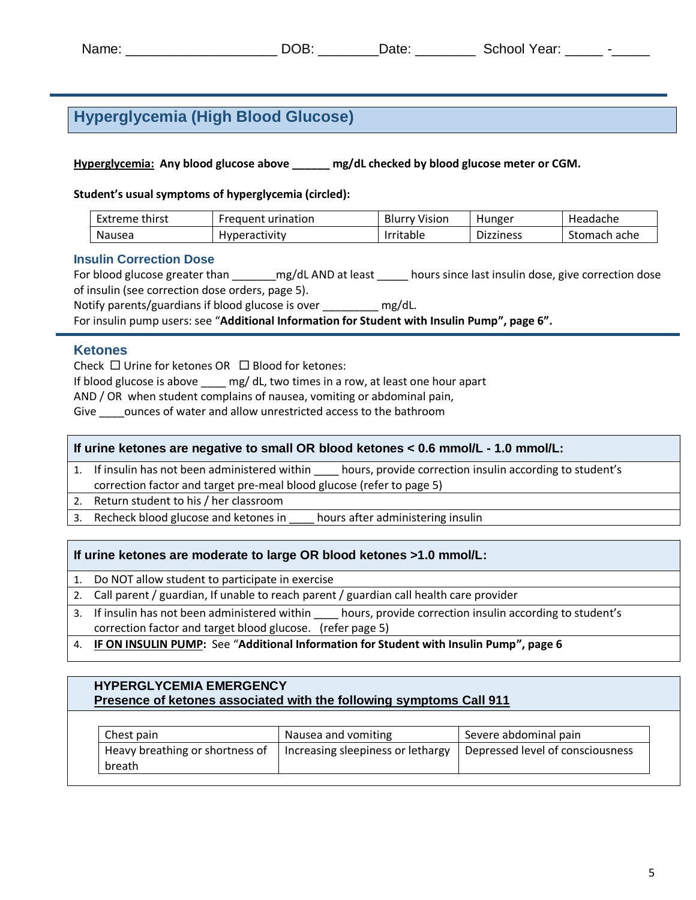Name: ___________________ DOB: ________Date: ________ School Year: _____ -_____

## Hyperglycemia (High Blood Glucose)

**Hyperglycemia: Any blood glucose above ______ mg/dL checked by blood glucose meter or CGM.**

**Student's usual symptoms of hyperglycemia (circled):**

| Extreme thirst | Frequent urination | Blurry Vision | Hunger | Headache |
|---|---|---|---|---|
| Nausea | Hyperactivity | Irritable | Dizziness | Stomach ache |

### Insulin Correction Dose

For blood glucose greater than _______mg/dL AND at least _____ hours since last insulin dose, give correction dose of insulin (see correction dose orders, page 5).
Notify parents/guardians if blood glucose is over _________ mg/dL.
For insulin pump users: see "**Additional Information for Student with Insulin Pump", page 6".**

### Ketones

Check ☐ Urine for ketones OR ☐ Blood for ketones:
If blood glucose is above ____ mg/ dL, two times in a row, at least one hour apart
AND / OR when student complains of nausea, vomiting or abdominal pain,
Give ____ounces of water and allow unrestricted access to the bathroom

| If urine ketones are negative to small OR blood ketones < 0.6 mmol/L - 1.0 mmol/L: |
|---|
| 1. If insulin has not been administered within ____ hours, provide correction insulin according to student's correction factor and target pre-meal blood glucose (refer to page 5) |
| 2. Return student to his / her classroom |
| 3. Recheck blood glucose and ketones in ____ hours after administering insulin |

| If urine ketones are moderate to large OR blood ketones >1.0 mmol/L: |
|---|
| 1. Do NOT allow student to participate in exercise |
| 2. Call parent / guardian, If unable to reach parent / guardian call health care provider |
| 3. If insulin has not been administered within ____ hours, provide correction insulin according to student's correction factor and target blood glucose. (refer page 5) |
| 4. **IF ON INSULIN PUMP:** See "**Additional Information for Student with Insulin Pump", page 6** |

**HYPERGLYCEMIA EMERGENCY**
**Presence of ketones associated with the following symptoms Call 911**

| Chest pain | Nausea and vomiting | Severe abdominal pain |
|---|---|---|
| Heavy breathing or shortness of breath | Increasing sleepiness or lethargy | Depressed level of consciousness |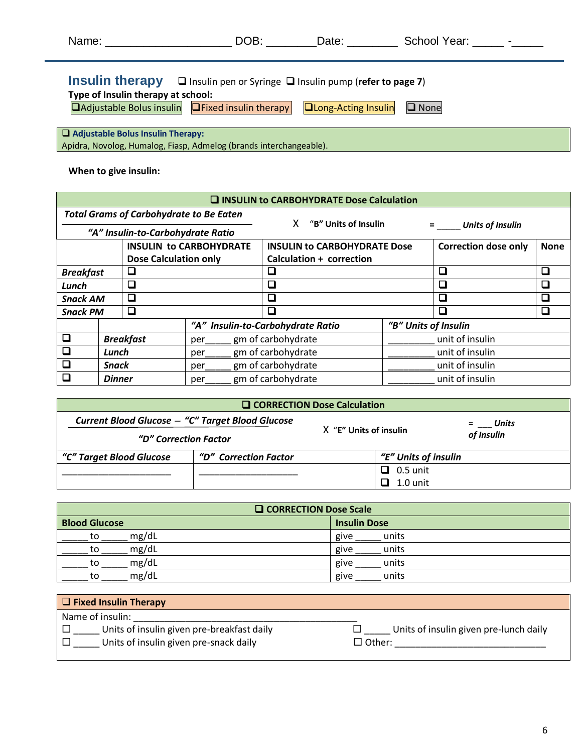Name: ____________________ DOB: ________Date: ________ School Year: _____ -_____

## Insulin therapy

❑ Insulin pen or Syringe ❑ Insulin pump (**refer to page 7**)

**Type of Insulin therapy at school:**

❑Adjustable Bolus insulin ❑Fixed insulin therapy ❑Long-Acting Insulin ❑ None

**❑ Adjustable Bolus Insulin Therapy:**
Apidra, Novolog, Humalog, Fiasp, Admelog (brands interchangeable).

**When to give insulin:**

**❑ INSULIN to CARBOHYDRATE Dose Calculation**

$$\frac{\textit{Total Grams of Carbohydrate to Be Eaten}}{\textit{“A” Insulin-to-Carbohydrate Ratio}} \times \text{“B” Units of Insulin} = \_\_\_\_\_ \textit{ Units of Insulin}$$

| | INSULIN to CARBOHYDRATE Dose Calculation only | INSULIN to CARBOHYDRATE Dose Calculation + correction | Correction dose only | None |
|---|---|---|---|---|
| *Breakfast* | ❑ | ❑ | ❑ | ❑ |
| *Lunch* | ❑ | ❑ | ❑ | ❑ |
| *Snack AM* | ❑ | ❑ | ❑ | ❑ |
| *Snack PM* | ❑ | ❑ | ❑ | ❑ |

| | | *“A” Insulin-to-Carbohydrate Ratio* | *“B” Units of Insulin* |
|---|---|---|---|
| ❑ | *Breakfast* | per_____ gm of carbohydrate | _________ unit of insulin |
| ❑ | *Lunch* | per_____ gm of carbohydrate | _________ unit of insulin |
| ❑ | *Snack* | per_____ gm of carbohydrate | _________ unit of insulin |
| ❑ | *Dinner* | per_____ gm of carbohydrate | _________ unit of insulin |

**❑ CORRECTION Dose Calculation**

$$\frac{\textit{Current Blood Glucose} - \textit{“C” Target Blood Glucose}}{\textit{“D” Correction Factor}} \times \text{“E” Units of insulin} = \_\_\_ \textit{ Units of Insulin}$$

| *“C” Target Blood Glucose* | *“D” Correction Factor* | *“E” Units of insulin* |
|---|---|---|
| ____________________ | ___________________ | ❑ 0.5 unit<br>❑ 1.0 unit |

**❑ CORRECTION Dose Scale**

| Blood Glucose | Insulin Dose |
|---|---|
| _____ to _____ mg/dL | give _____ units |
| _____ to _____ mg/dL | give _____ units |
| _____ to _____ mg/dL | give _____ units |
| _____ to _____ mg/dL | give _____ units |

**❑ Fixed Insulin Therapy**

Name of insulin: ____________________________________________

☐ _____ Units of insulin given pre-breakfast daily
☐ _____ Units of insulin given pre-lunch daily
☐ _____ Units of insulin given pre-snack daily
☐ Other: ______________________________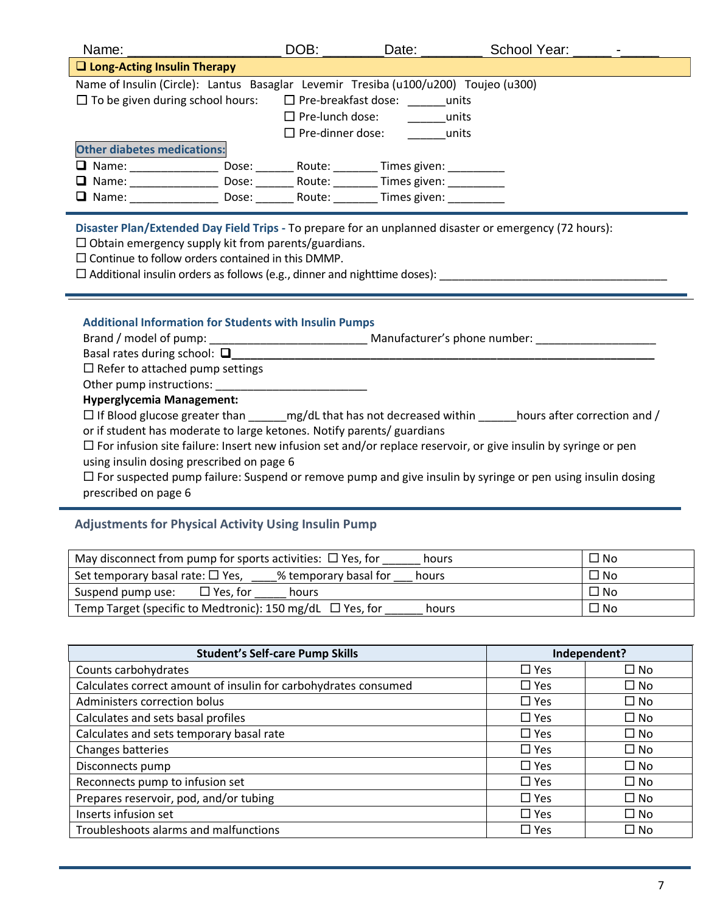Name: ___________________ DOB: ________ Date: ________ School Year: _____ - _____

## ❑ Long-Acting Insulin Therapy

Name of Insulin (Circle): Lantus Basaglar Levemir Tresiba (u100/u200) Toujeo (u300)

☐ To be given during school hours: ☐ Pre-breakfast dose: ______units

☐ Pre-lunch dose: ______units

☐ Pre-dinner dose: ______units

**Other diabetes medications:**

❑ Name: ______________ Dose: ______ Route: _______ Times given: _________

❑ Name: ______________ Dose: ______ Route: _______ Times given: _________

❑ Name: ______________ Dose: ______ Route: _______ Times given: _________

**Disaster Plan/Extended Day Field Trips -** To prepare for an unplanned disaster or emergency (72 hours):

☐ Obtain emergency supply kit from parents/guardians.

☐ Continue to follow orders contained in this DMMP.

☐ Additional insulin orders as follows (e.g., dinner and nighttime doses): _____________________________________

### Additional Information for Students with Insulin Pumps

Brand / model of pump: _________________________ Manufacturer's phone number: ___________________

Basal rates during school: ❑_____________________________________________________________________

☐ Refer to attached pump settings

Other pump instructions: ________________________

**Hyperglycemia Management:**

☐ If Blood glucose greater than ______mg/dL that has not decreased within ______hours after correction and / or if student has moderate to large ketones. Notify parents/ guardians

☐ For infusion site failure: Insert new infusion set and/or replace reservoir, or give insulin by syringe or pen using insulin dosing prescribed on page 6

☐ For suspected pump failure: Suspend or remove pump and give insulin by syringe or pen using insulin dosing prescribed on page 6

### Adjustments for Physical Activity Using Insulin Pump

| | |
|---|---|
| May disconnect from pump for sports activities: ☐ Yes, for ______ hours | ☐ No |
| Set temporary basal rate: ☐ Yes, ____% temporary basal for ___ hours | ☐ No |
| Suspend pump use: ☐ Yes, for _____ hours | ☐ No |
| Temp Target (specific to Medtronic): 150 mg/dL ☐ Yes, for ______ hours | ☐ No |

| Student's Self-care Pump Skills | Independent? | |
|---|---|---|
| Counts carbohydrates | ☐ Yes | ☐ No |
| Calculates correct amount of insulin for carbohydrates consumed | ☐ Yes | ☐ No |
| Administers correction bolus | ☐ Yes | ☐ No |
| Calculates and sets basal profiles | ☐ Yes | ☐ No |
| Calculates and sets temporary basal rate | ☐ Yes | ☐ No |
| Changes batteries | ☐ Yes | ☐ No |
| Disconnects pump | ☐ Yes | ☐ No |
| Reconnects pump to infusion set | ☐ Yes | ☐ No |
| Prepares reservoir, pod, and/or tubing | ☐ Yes | ☐ No |
| Inserts infusion set | ☐ Yes | ☐ No |
| Troubleshoots alarms and malfunctions | ☐ Yes | ☐ No |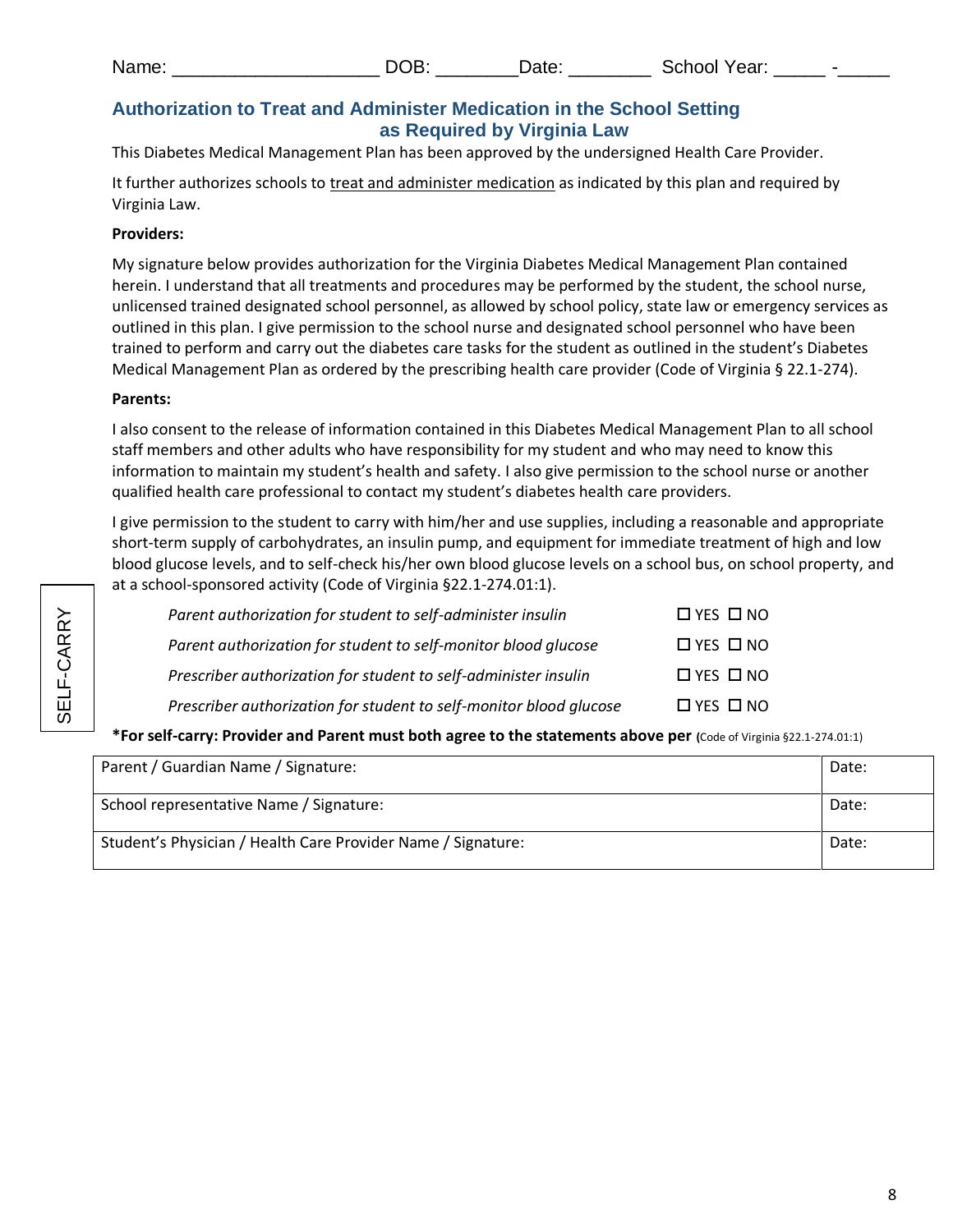Name: ____________________ DOB: ________Date: ________ School Year: _____ -_____

## Authorization to Treat and Administer Medication in the School Setting as Required by Virginia Law

This Diabetes Medical Management Plan has been approved by the undersigned Health Care Provider.

It further authorizes schools to treat and administer medication as indicated by this plan and required by Virginia Law.

**Providers:**

My signature below provides authorization for the Virginia Diabetes Medical Management Plan contained herein. I understand that all treatments and procedures may be performed by the student, the school nurse, unlicensed trained designated school personnel, as allowed by school policy, state law or emergency services as outlined in this plan. I give permission to the school nurse and designated school personnel who have been trained to perform and carry out the diabetes care tasks for the student as outlined in the student's Diabetes Medical Management Plan as ordered by the prescribing health care provider (Code of Virginia § 22.1-274).

**Parents:**

I also consent to the release of information contained in this Diabetes Medical Management Plan to all school staff members and other adults who have responsibility for my student and who may need to know this information to maintain my student's health and safety. I also give permission to the school nurse or another qualified health care professional to contact my student's diabetes health care providers.

I give permission to the student to carry with him/her and use supplies, including a reasonable and appropriate short-term supply of carbohydrates, an insulin pump, and equipment for immediate treatment of high and low blood glucose levels, and to self-check his/her own blood glucose levels on a school bus, on school property, and at a school-sponsored activity (Code of Virginia §22.1-274.01:1).

SELF-CARRY

| | |
|---|---|
| *Parent authorization for student to self-administer insulin* | ☐ YES ☐ NO |
| *Parent authorization for student to self-monitor blood glucose* | ☐ YES ☐ NO |
| *Prescriber authorization for student to self-administer insulin* | ☐ YES ☐ NO |
| *Prescriber authorization for student to self-monitor blood glucose* | ☐ YES ☐ NO |

***For self-carry: Provider and Parent must both agree to the statements above per** (Code of Virginia §22.1-274.01:1)

| | |
|---|---|
| Parent / Guardian Name / Signature: | Date: |
| School representative Name / Signature: | Date: |
| Student's Physician / Health Care Provider Name / Signature: | Date: |